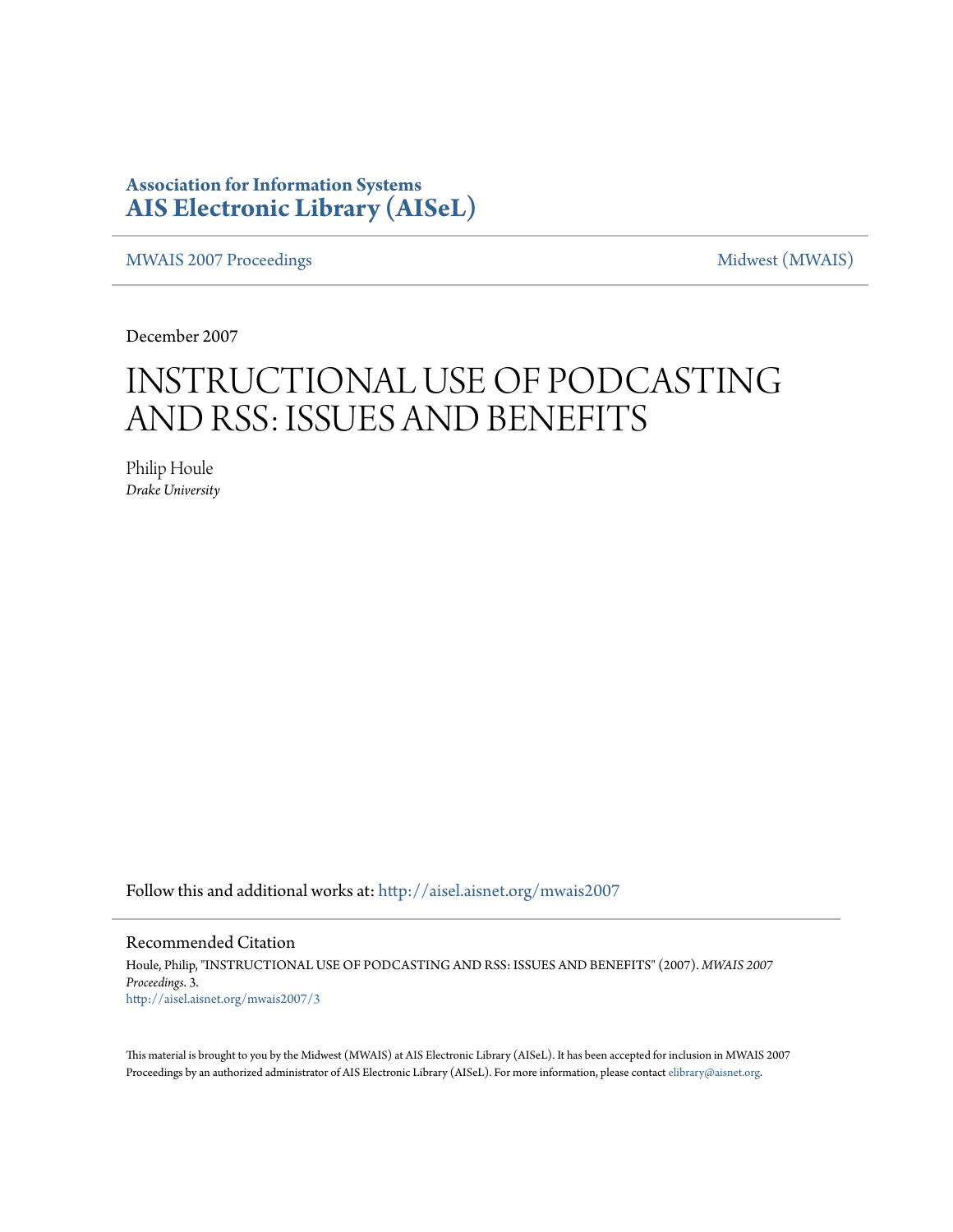**Association for Information Systems**
**AIS Electronic Library (AISeL)**

MWAIS 2007 Proceedings | Midwest (MWAIS)

December 2007

# INSTRUCTIONAL USE OF PODCASTING AND RSS: ISSUES AND BENEFITS

Philip Houle
*Drake University*

Follow this and additional works at: http://aisel.aisnet.org/mwais2007

Recommended Citation

Houle, Philip, "INSTRUCTIONAL USE OF PODCASTING AND RSS: ISSUES AND BENEFITS" (2007). *MWAIS 2007 Proceedings*. 3.
http://aisel.aisnet.org/mwais2007/3

This material is brought to you by the Midwest (MWAIS) at AIS Electronic Library (AISeL). It has been accepted for inclusion in MWAIS 2007 Proceedings by an authorized administrator of AIS Electronic Library (AISeL). For more information, please contact elibrary@aisnet.org.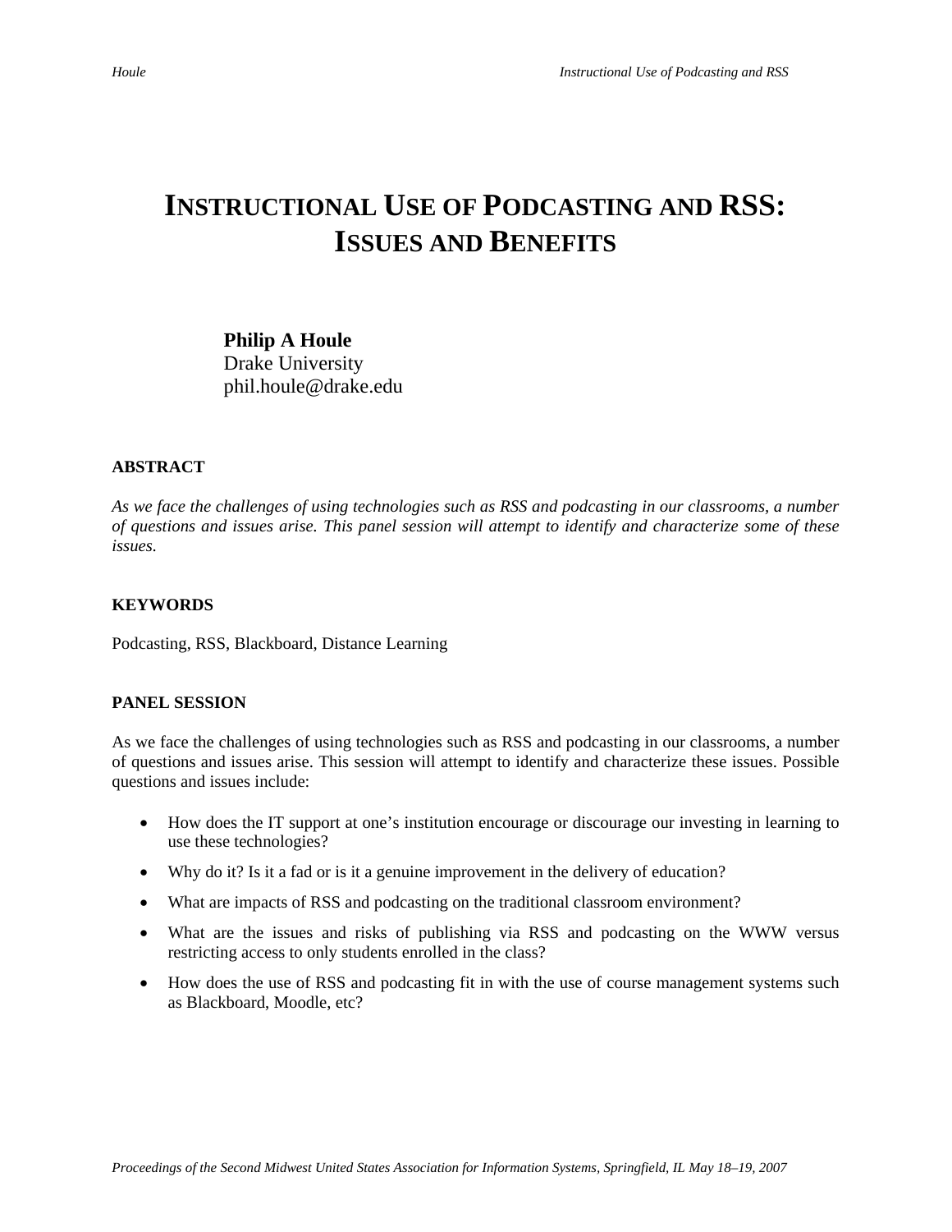# INSTRUCTIONAL USE OF PODCASTING AND RSS: ISSUES AND BENEFITS

**Philip A Houle**
Drake University
phil.houle@drake.edu

## ABSTRACT

*As we face the challenges of using technologies such as RSS and podcasting in our classrooms, a number of questions and issues arise. This panel session will attempt to identify and characterize some of these issues.*

## KEYWORDS

Podcasting, RSS, Blackboard, Distance Learning

## PANEL SESSION

As we face the challenges of using technologies such as RSS and podcasting in our classrooms, a number of questions and issues arise. This session will attempt to identify and characterize these issues. Possible questions and issues include:

- How does the IT support at one's institution encourage or discourage our investing in learning to use these technologies?
- Why do it? Is it a fad or is it a genuine improvement in the delivery of education?
- What are impacts of RSS and podcasting on the traditional classroom environment?
- What are the issues and risks of publishing via RSS and podcasting on the WWW versus restricting access to only students enrolled in the class?
- How does the use of RSS and podcasting fit in with the use of course management systems such as Blackboard, Moodle, etc?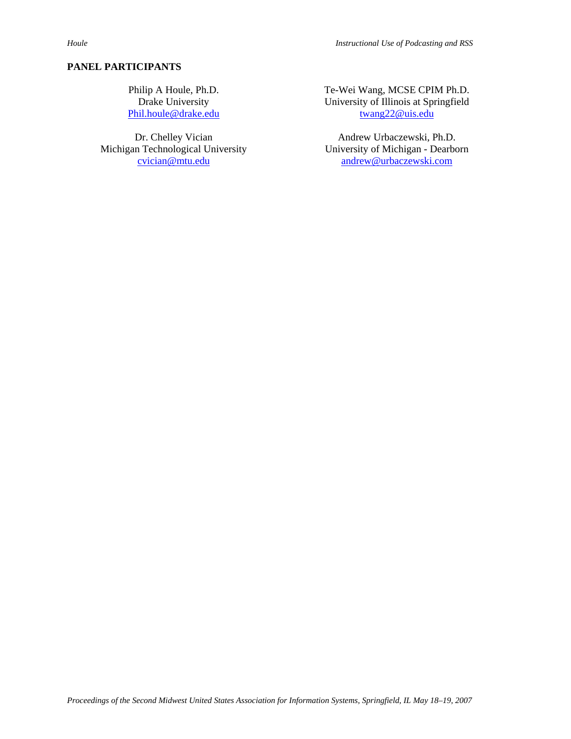## PANEL PARTICIPANTS

Philip A Houle, Ph.D.
Drake University
Phil.houle@drake.edu

Dr. Chelley Vician
Michigan Technological University
cvician@mtu.edu

Te-Wei Wang, MCSE CPIM Ph.D.
University of Illinois at Springfield
twang22@uis.edu

Andrew Urbaczewski, Ph.D.
University of Michigan - Dearborn
andrew@urbaczewski.com